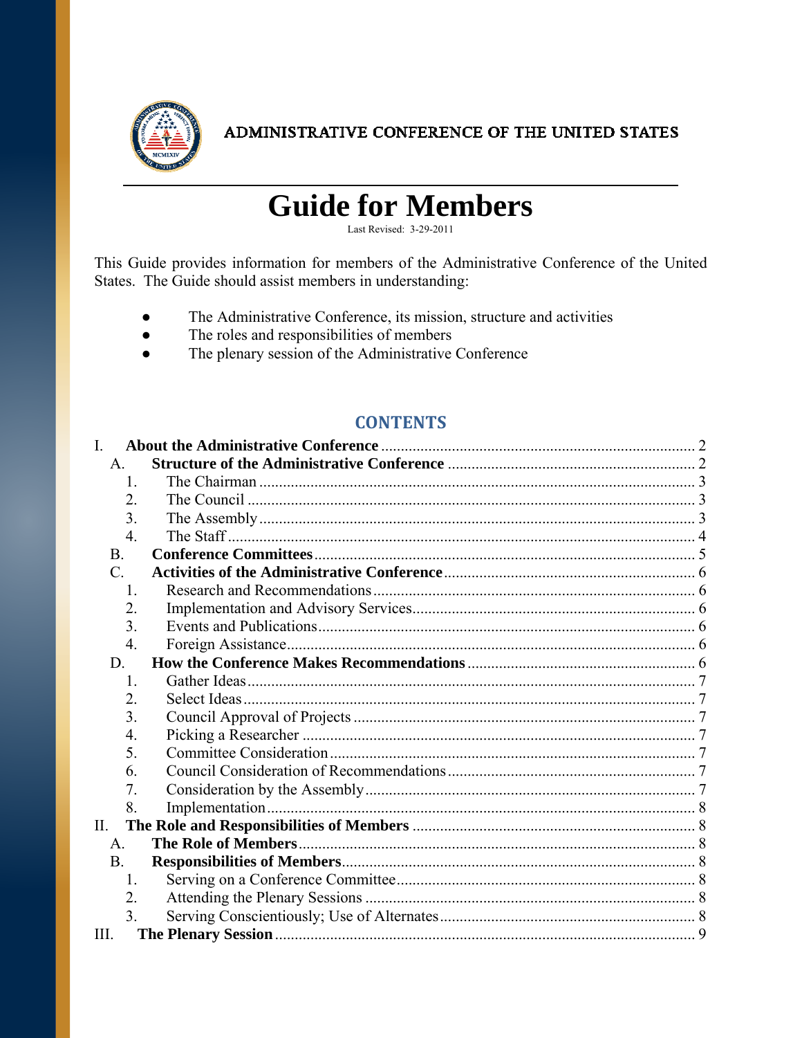ADMINISTRATIVE CONFERENCE OF THE UNITED STATES

# Guide for Members

Last Revised: 3-29-2011

This Guide provides information for members of the Administrative Conference of the United States. The Guide should assist members in understanding:

- The Administrative Conference, its mission, structure and activities
- The roles and responsibilities of members
- The plenary session of the Administrative Conference

## CONTENTS

I. **About the Administrative Conference** ..... 2
- A. **Structure of the Administrative Conference** ..... 2
  1. The Chairman ..... 3
  2. The Council ..... 3
  3. The Assembly ..... 3
  4. The Staff ..... 4
- B. **Conference Committees** ..... 5
- C. **Activities of the Administrative Conference** ..... 6
  1. Research and Recommendations ..... 6
  2. Implementation and Advisory Services ..... 6
  3. Events and Publications ..... 6
  4. Foreign Assistance ..... 6
- D. **How the Conference Makes Recommendations** ..... 6
  1. Gather Ideas ..... 7
  2. Select Ideas ..... 7
  3. Council Approval of Projects ..... 7
  4. Picking a Researcher ..... 7
  5. Committee Consideration ..... 7
  6. Council Consideration of Recommendations ..... 7
  7. Consideration by the Assembly ..... 7
  8. Implementation ..... 8

II. **The Role and Responsibilities of Members** ..... 8
- A. **The Role of Members** ..... 8
- B. **Responsibilities of Members** ..... 8
  1. Serving on a Conference Committee ..... 8
  2. Attending the Plenary Sessions ..... 8
  3. Serving Conscientiously; Use of Alternates ..... 8

III. **The Plenary Session** ..... 9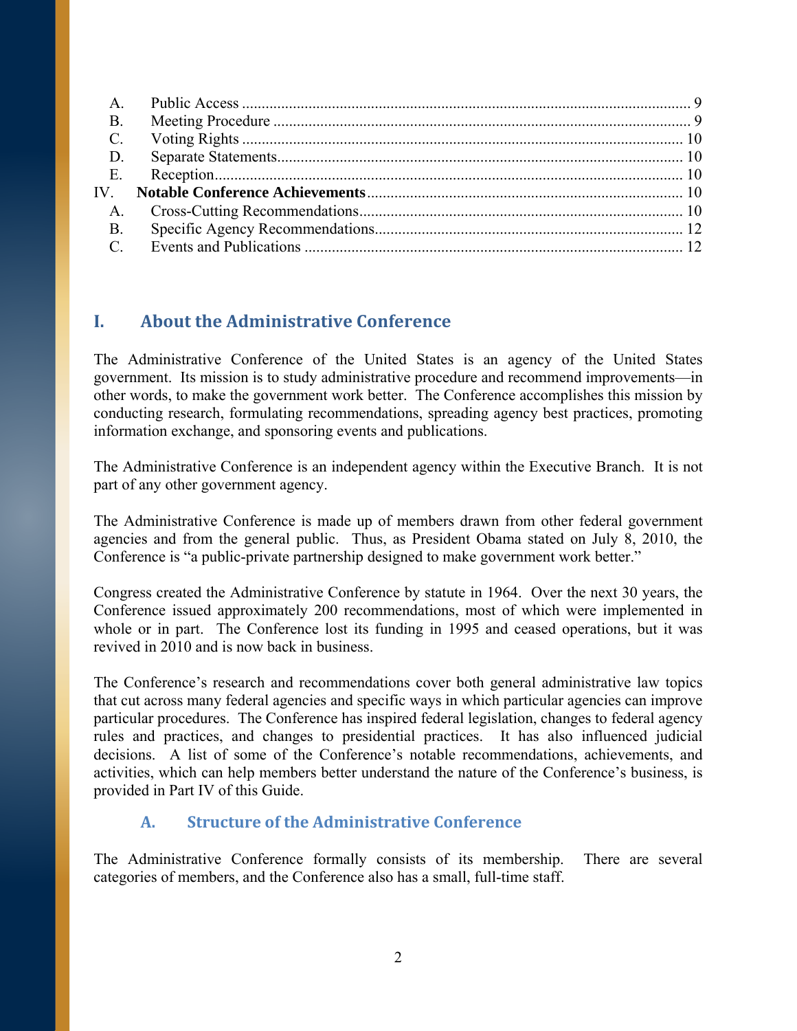A. Public Access .................................................................................................................. 9
B. Meeting Procedure .......................................................................................................... 9
C. Voting Rights ................................................................................................................ 10
D. Separate Statements....................................................................................................... 10
E. Reception....................................................................................................................... 10

IV. **Notable Conference Achievements**................................................................................ 10

A. Cross-Cutting Recommendations.................................................................................. 10
B. Specific Agency Recommendations.............................................................................. 12
C. Events and Publications ................................................................................................ 12

## I. About the Administrative Conference

The Administrative Conference of the United States is an agency of the United States government. Its mission is to study administrative procedure and recommend improvements—in other words, to make the government work better. The Conference accomplishes this mission by conducting research, formulating recommendations, spreading agency best practices, promoting information exchange, and sponsoring events and publications.

The Administrative Conference is an independent agency within the Executive Branch. It is not part of any other government agency.

The Administrative Conference is made up of members drawn from other federal government agencies and from the general public. Thus, as President Obama stated on July 8, 2010, the Conference is "a public-private partnership designed to make government work better."

Congress created the Administrative Conference by statute in 1964. Over the next 30 years, the Conference issued approximately 200 recommendations, most of which were implemented in whole or in part. The Conference lost its funding in 1995 and ceased operations, but it was revived in 2010 and is now back in business.

The Conference's research and recommendations cover both general administrative law topics that cut across many federal agencies and specific ways in which particular agencies can improve particular procedures. The Conference has inspired federal legislation, changes to federal agency rules and practices, and changes to presidential practices. It has also influenced judicial decisions. A list of some of the Conference's notable recommendations, achievements, and activities, which can help members better understand the nature of the Conference's business, is provided in Part IV of this Guide.

### A. Structure of the Administrative Conference

The Administrative Conference formally consists of its membership. There are several categories of members, and the Conference also has a small, full-time staff.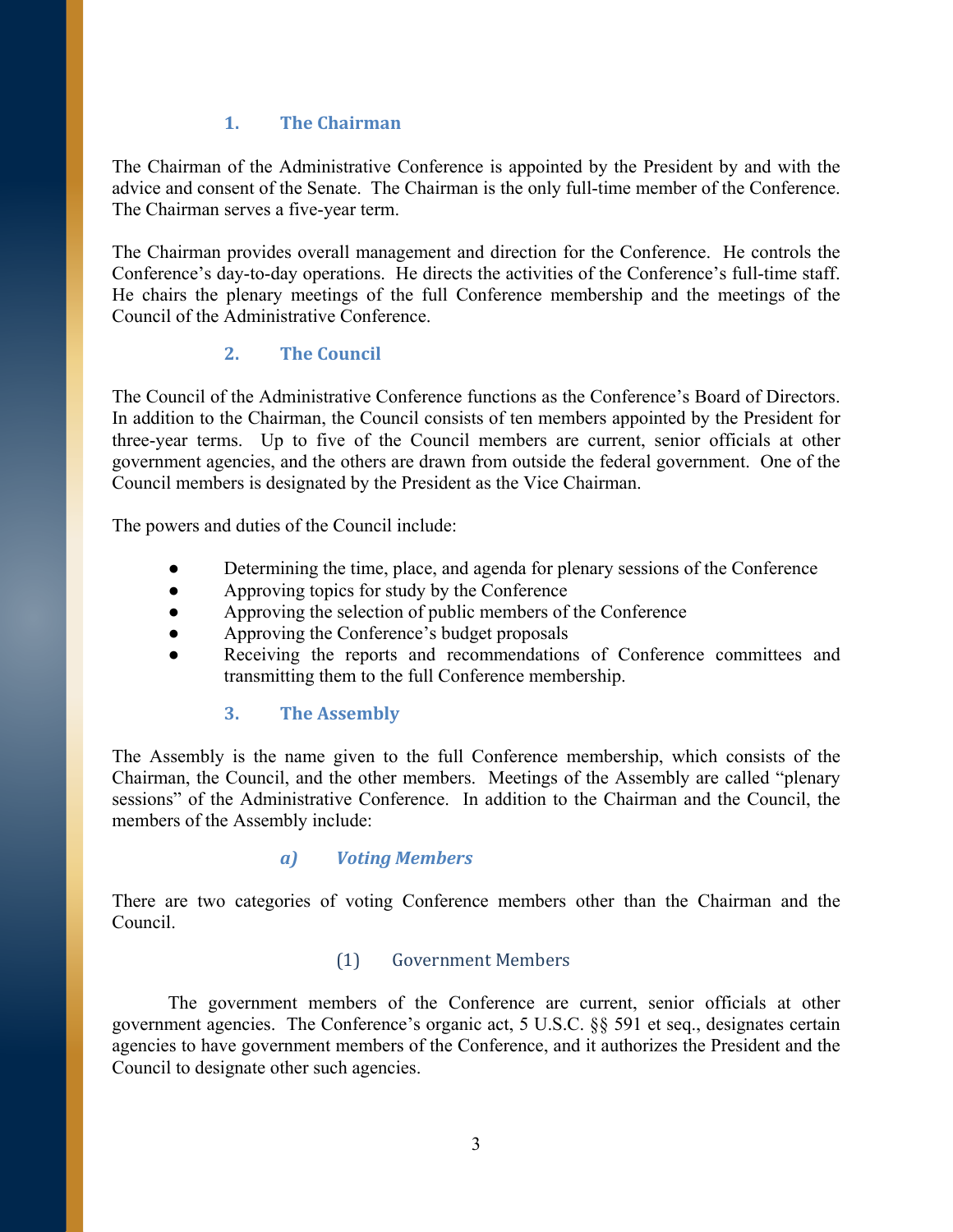### 1. The Chairman

The Chairman of the Administrative Conference is appointed by the President by and with the advice and consent of the Senate. The Chairman is the only full-time member of the Conference. The Chairman serves a five-year term.

The Chairman provides overall management and direction for the Conference. He controls the Conference's day-to-day operations. He directs the activities of the Conference's full-time staff. He chairs the plenary meetings of the full Conference membership and the meetings of the Council of the Administrative Conference.

### 2. The Council

The Council of the Administrative Conference functions as the Conference's Board of Directors. In addition to the Chairman, the Council consists of ten members appointed by the President for three-year terms. Up to five of the Council members are current, senior officials at other government agencies, and the others are drawn from outside the federal government. One of the Council members is designated by the President as the Vice Chairman.

The powers and duties of the Council include:

- Determining the time, place, and agenda for plenary sessions of the Conference
- Approving topics for study by the Conference
- Approving the selection of public members of the Conference
- Approving the Conference's budget proposals
- Receiving the reports and recommendations of Conference committees and transmitting them to the full Conference membership.

### 3. The Assembly

The Assembly is the name given to the full Conference membership, which consists of the Chairman, the Council, and the other members. Meetings of the Assembly are called "plenary sessions" of the Administrative Conference. In addition to the Chairman and the Council, the members of the Assembly include:

#### *a) Voting Members*

There are two categories of voting Conference members other than the Chairman and the Council.

##### (1) Government Members

The government members of the Conference are current, senior officials at other government agencies. The Conference's organic act, 5 U.S.C. §§ 591 et seq., designates certain agencies to have government members of the Conference, and it authorizes the President and the Council to designate other such agencies.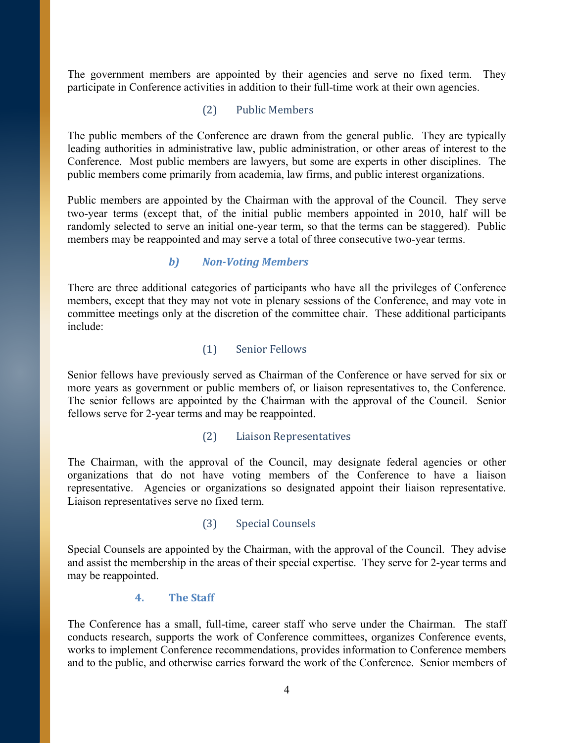The government members are appointed by their agencies and serve no fixed term. They participate in Conference activities in addition to their full-time work at their own agencies.

#### (2) Public Members

The public members of the Conference are drawn from the general public. They are typically leading authorities in administrative law, public administration, or other areas of interest to the Conference. Most public members are lawyers, but some are experts in other disciplines. The public members come primarily from academia, law firms, and public interest organizations.

Public members are appointed by the Chairman with the approval of the Council. They serve two-year terms (except that, of the initial public members appointed in 2010, half will be randomly selected to serve an initial one-year term, so that the terms can be staggered). Public members may be reappointed and may serve a total of three consecutive two-year terms.

### *b) Non-Voting Members*

There are three additional categories of participants who have all the privileges of Conference members, except that they may not vote in plenary sessions of the Conference, and may vote in committee meetings only at the discretion of the committee chair. These additional participants include:

#### (1) Senior Fellows

Senior fellows have previously served as Chairman of the Conference or have served for six or more years as government or public members of, or liaison representatives to, the Conference. The senior fellows are appointed by the Chairman with the approval of the Council. Senior fellows serve for 2-year terms and may be reappointed.

#### (2) Liaison Representatives

The Chairman, with the approval of the Council, may designate federal agencies or other organizations that do not have voting members of the Conference to have a liaison representative. Agencies or organizations so designated appoint their liaison representative. Liaison representatives serve no fixed term.

#### (3) Special Counsels

Special Counsels are appointed by the Chairman, with the approval of the Council. They advise and assist the membership in the areas of their special expertise. They serve for 2-year terms and may be reappointed.

## 4. The Staff

The Conference has a small, full-time, career staff who serve under the Chairman. The staff conducts research, supports the work of Conference committees, organizes Conference events, works to implement Conference recommendations, provides information to Conference members and to the public, and otherwise carries forward the work of the Conference. Senior members of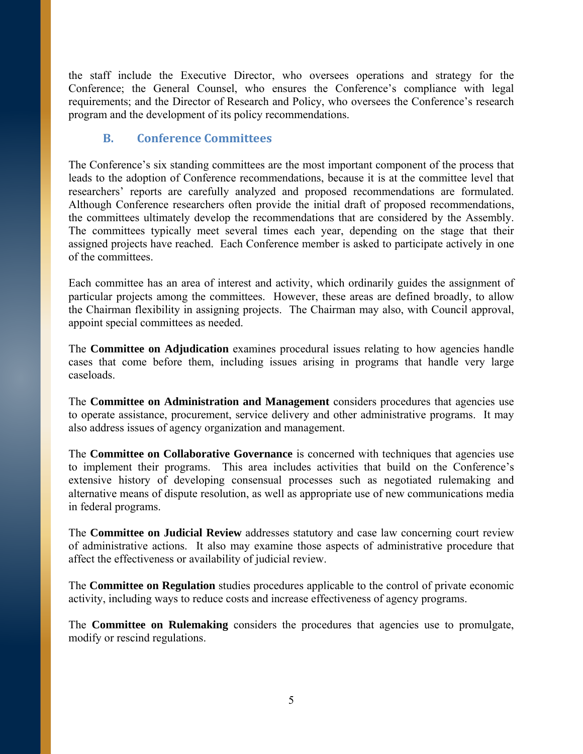the staff include the Executive Director, who oversees operations and strategy for the Conference; the General Counsel, who ensures the Conference's compliance with legal requirements; and the Director of Research and Policy, who oversees the Conference's research program and the development of its policy recommendations.

## B. Conference Committees

The Conference's six standing committees are the most important component of the process that leads to the adoption of Conference recommendations, because it is at the committee level that researchers' reports are carefully analyzed and proposed recommendations are formulated. Although Conference researchers often provide the initial draft of proposed recommendations, the committees ultimately develop the recommendations that are considered by the Assembly. The committees typically meet several times each year, depending on the stage that their assigned projects have reached. Each Conference member is asked to participate actively in one of the committees.

Each committee has an area of interest and activity, which ordinarily guides the assignment of particular projects among the committees. However, these areas are defined broadly, to allow the Chairman flexibility in assigning projects. The Chairman may also, with Council approval, appoint special committees as needed.

The **Committee on Adjudication** examines procedural issues relating to how agencies handle cases that come before them, including issues arising in programs that handle very large caseloads.

The **Committee on Administration and Management** considers procedures that agencies use to operate assistance, procurement, service delivery and other administrative programs. It may also address issues of agency organization and management.

The **Committee on Collaborative Governance** is concerned with techniques that agencies use to implement their programs. This area includes activities that build on the Conference's extensive history of developing consensual processes such as negotiated rulemaking and alternative means of dispute resolution, as well as appropriate use of new communications media in federal programs.

The **Committee on Judicial Review** addresses statutory and case law concerning court review of administrative actions. It also may examine those aspects of administrative procedure that affect the effectiveness or availability of judicial review.

The **Committee on Regulation** studies procedures applicable to the control of private economic activity, including ways to reduce costs and increase effectiveness of agency programs.

The **Committee on Rulemaking** considers the procedures that agencies use to promulgate, modify or rescind regulations.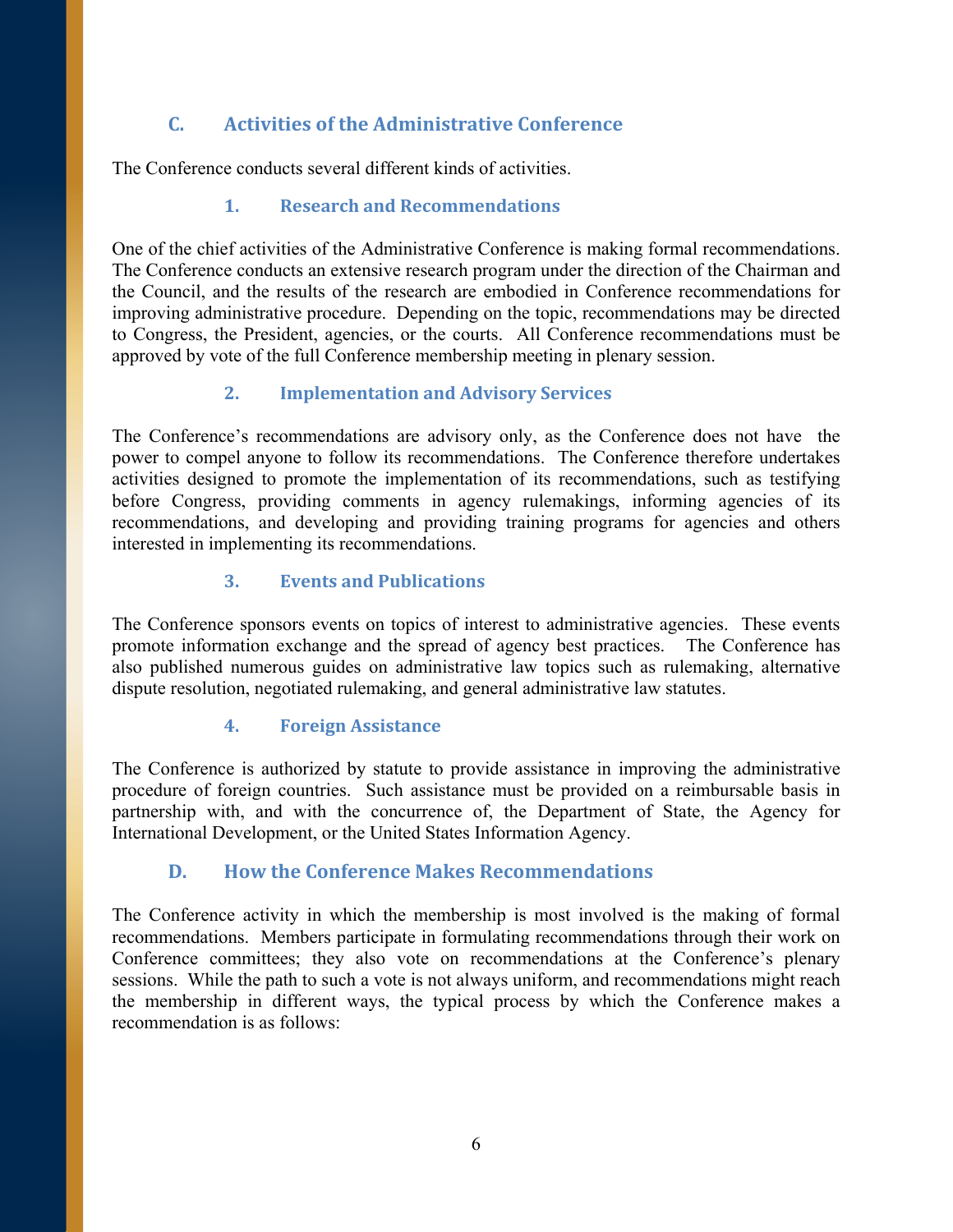## C. Activities of the Administrative Conference

The Conference conducts several different kinds of activities.

### 1. Research and Recommendations

One of the chief activities of the Administrative Conference is making formal recommendations. The Conference conducts an extensive research program under the direction of the Chairman and the Council, and the results of the research are embodied in Conference recommendations for improving administrative procedure. Depending on the topic, recommendations may be directed to Congress, the President, agencies, or the courts. All Conference recommendations must be approved by vote of the full Conference membership meeting in plenary session.

### 2. Implementation and Advisory Services

The Conference's recommendations are advisory only, as the Conference does not have the power to compel anyone to follow its recommendations. The Conference therefore undertakes activities designed to promote the implementation of its recommendations, such as testifying before Congress, providing comments in agency rulemakings, informing agencies of its recommendations, and developing and providing training programs for agencies and others interested in implementing its recommendations.

### 3. Events and Publications

The Conference sponsors events on topics of interest to administrative agencies. These events promote information exchange and the spread of agency best practices. The Conference has also published numerous guides on administrative law topics such as rulemaking, alternative dispute resolution, negotiated rulemaking, and general administrative law statutes.

### 4. Foreign Assistance

The Conference is authorized by statute to provide assistance in improving the administrative procedure of foreign countries. Such assistance must be provided on a reimbursable basis in partnership with, and with the concurrence of, the Department of State, the Agency for International Development, or the United States Information Agency.

## D. How the Conference Makes Recommendations

The Conference activity in which the membership is most involved is the making of formal recommendations. Members participate in formulating recommendations through their work on Conference committees; they also vote on recommendations at the Conference's plenary sessions. While the path to such a vote is not always uniform, and recommendations might reach the membership in different ways, the typical process by which the Conference makes a recommendation is as follows: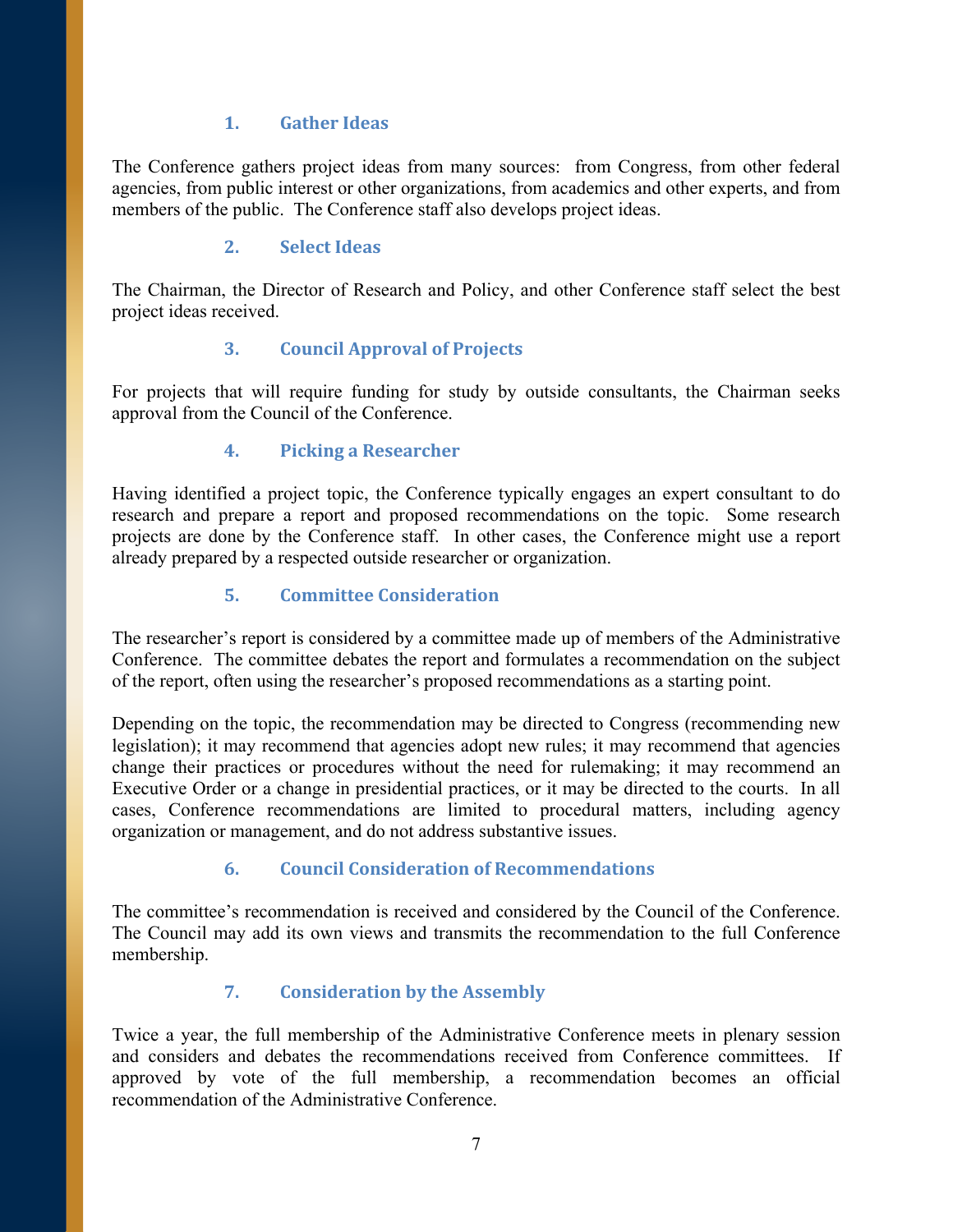### 1. Gather Ideas

The Conference gathers project ideas from many sources: from Congress, from other federal agencies, from public interest or other organizations, from academics and other experts, and from members of the public. The Conference staff also develops project ideas.

### 2. Select Ideas

The Chairman, the Director of Research and Policy, and other Conference staff select the best project ideas received.

### 3. Council Approval of Projects

For projects that will require funding for study by outside consultants, the Chairman seeks approval from the Council of the Conference.

### 4. Picking a Researcher

Having identified a project topic, the Conference typically engages an expert consultant to do research and prepare a report and proposed recommendations on the topic. Some research projects are done by the Conference staff. In other cases, the Conference might use a report already prepared by a respected outside researcher or organization.

### 5. Committee Consideration

The researcher's report is considered by a committee made up of members of the Administrative Conference. The committee debates the report and formulates a recommendation on the subject of the report, often using the researcher's proposed recommendations as a starting point.

Depending on the topic, the recommendation may be directed to Congress (recommending new legislation); it may recommend that agencies adopt new rules; it may recommend that agencies change their practices or procedures without the need for rulemaking; it may recommend an Executive Order or a change in presidential practices, or it may be directed to the courts. In all cases, Conference recommendations are limited to procedural matters, including agency organization or management, and do not address substantive issues.

### 6. Council Consideration of Recommendations

The committee's recommendation is received and considered by the Council of the Conference. The Council may add its own views and transmits the recommendation to the full Conference membership.

### 7. Consideration by the Assembly

Twice a year, the full membership of the Administrative Conference meets in plenary session and considers and debates the recommendations received from Conference committees. If approved by vote of the full membership, a recommendation becomes an official recommendation of the Administrative Conference.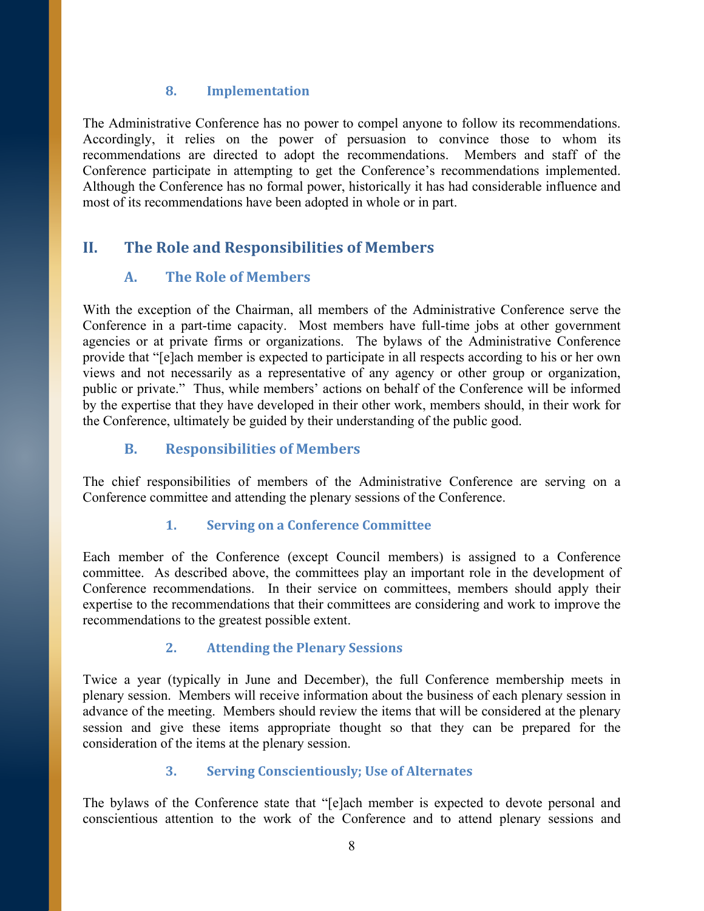#### 8. Implementation

The Administrative Conference has no power to compel anyone to follow its recommendations. Accordingly, it relies on the power of persuasion to convince those to whom its recommendations are directed to adopt the recommendations. Members and staff of the Conference participate in attempting to get the Conference's recommendations implemented. Although the Conference has no formal power, historically it has had considerable influence and most of its recommendations have been adopted in whole or in part.

## II. The Role and Responsibilities of Members

### A. The Role of Members

With the exception of the Chairman, all members of the Administrative Conference serve the Conference in a part-time capacity. Most members have full-time jobs at other government agencies or at private firms or organizations. The bylaws of the Administrative Conference provide that "[e]ach member is expected to participate in all respects according to his or her own views and not necessarily as a representative of any agency or other group or organization, public or private." Thus, while members' actions on behalf of the Conference will be informed by the expertise that they have developed in their other work, members should, in their work for the Conference, ultimately be guided by their understanding of the public good.

### B. Responsibilities of Members

The chief responsibilities of members of the Administrative Conference are serving on a Conference committee and attending the plenary sessions of the Conference.

#### 1. Serving on a Conference Committee

Each member of the Conference (except Council members) is assigned to a Conference committee. As described above, the committees play an important role in the development of Conference recommendations. In their service on committees, members should apply their expertise to the recommendations that their committees are considering and work to improve the recommendations to the greatest possible extent.

#### 2. Attending the Plenary Sessions

Twice a year (typically in June and December), the full Conference membership meets in plenary session. Members will receive information about the business of each plenary session in advance of the meeting. Members should review the items that will be considered at the plenary session and give these items appropriate thought so that they can be prepared for the consideration of the items at the plenary session.

#### 3. Serving Conscientiously; Use of Alternates

The bylaws of the Conference state that "[e]ach member is expected to devote personal and conscientious attention to the work of the Conference and to attend plenary sessions and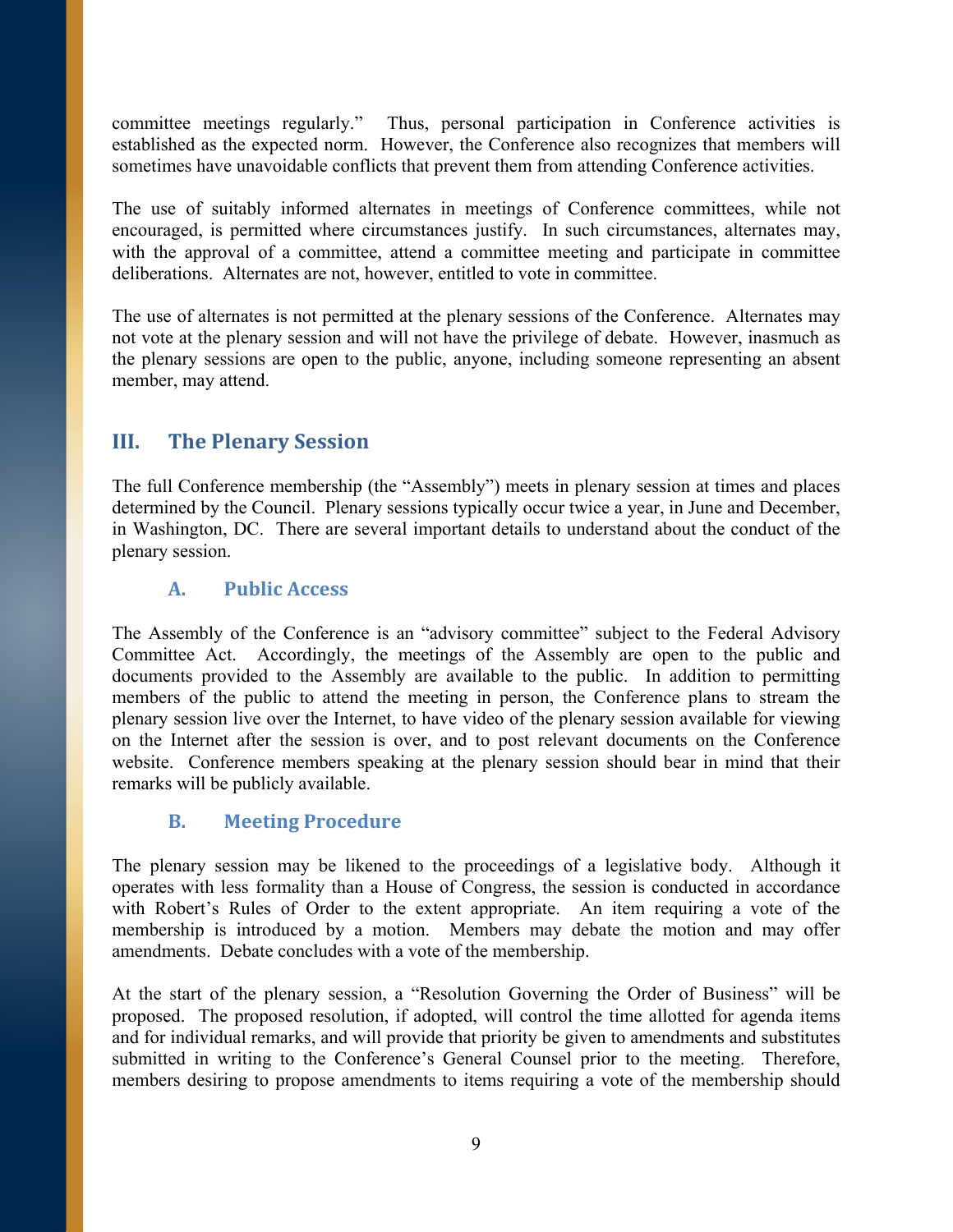committee meetings regularly." Thus, personal participation in Conference activities is established as the expected norm. However, the Conference also recognizes that members will sometimes have unavoidable conflicts that prevent them from attending Conference activities.

The use of suitably informed alternates in meetings of Conference committees, while not encouraged, is permitted where circumstances justify. In such circumstances, alternates may, with the approval of a committee, attend a committee meeting and participate in committee deliberations. Alternates are not, however, entitled to vote in committee.

The use of alternates is not permitted at the plenary sessions of the Conference. Alternates may not vote at the plenary session and will not have the privilege of debate. However, inasmuch as the plenary sessions are open to the public, anyone, including someone representing an absent member, may attend.

## III. The Plenary Session

The full Conference membership (the "Assembly") meets in plenary session at times and places determined by the Council. Plenary sessions typically occur twice a year, in June and December, in Washington, DC. There are several important details to understand about the conduct of the plenary session.

### A. Public Access

The Assembly of the Conference is an "advisory committee" subject to the Federal Advisory Committee Act. Accordingly, the meetings of the Assembly are open to the public and documents provided to the Assembly are available to the public. In addition to permitting members of the public to attend the meeting in person, the Conference plans to stream the plenary session live over the Internet, to have video of the plenary session available for viewing on the Internet after the session is over, and to post relevant documents on the Conference website. Conference members speaking at the plenary session should bear in mind that their remarks will be publicly available.

### B. Meeting Procedure

The plenary session may be likened to the proceedings of a legislative body. Although it operates with less formality than a House of Congress, the session is conducted in accordance with Robert's Rules of Order to the extent appropriate. An item requiring a vote of the membership is introduced by a motion. Members may debate the motion and may offer amendments. Debate concludes with a vote of the membership.

At the start of the plenary session, a "Resolution Governing the Order of Business" will be proposed. The proposed resolution, if adopted, will control the time allotted for agenda items and for individual remarks, and will provide that priority be given to amendments and substitutes submitted in writing to the Conference's General Counsel prior to the meeting. Therefore, members desiring to propose amendments to items requiring a vote of the membership should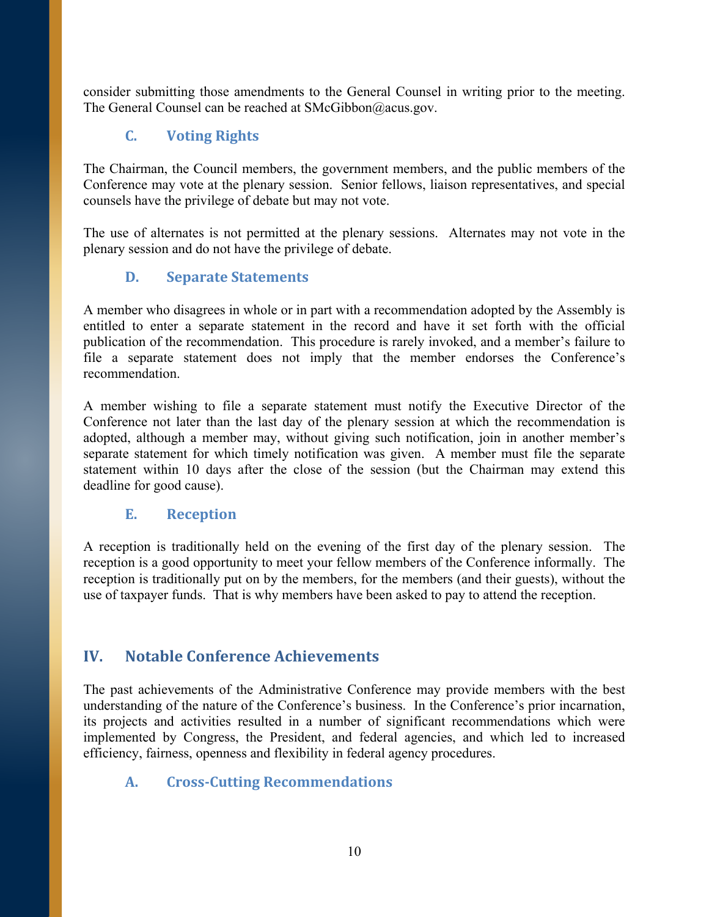consider submitting those amendments to the General Counsel in writing prior to the meeting. The General Counsel can be reached at SMcGibbon@acus.gov.

### C. Voting Rights

The Chairman, the Council members, the government members, and the public members of the Conference may vote at the plenary session. Senior fellows, liaison representatives, and special counsels have the privilege of debate but may not vote.

The use of alternates is not permitted at the plenary sessions. Alternates may not vote in the plenary session and do not have the privilege of debate.

### D. Separate Statements

A member who disagrees in whole or in part with a recommendation adopted by the Assembly is entitled to enter a separate statement in the record and have it set forth with the official publication of the recommendation. This procedure is rarely invoked, and a member's failure to file a separate statement does not imply that the member endorses the Conference's recommendation.

A member wishing to file a separate statement must notify the Executive Director of the Conference not later than the last day of the plenary session at which the recommendation is adopted, although a member may, without giving such notification, join in another member's separate statement for which timely notification was given. A member must file the separate statement within 10 days after the close of the session (but the Chairman may extend this deadline for good cause).

### E. Reception

A reception is traditionally held on the evening of the first day of the plenary session. The reception is a good opportunity to meet your fellow members of the Conference informally. The reception is traditionally put on by the members, for the members (and their guests), without the use of taxpayer funds. That is why members have been asked to pay to attend the reception.

## IV. Notable Conference Achievements

The past achievements of the Administrative Conference may provide members with the best understanding of the nature of the Conference's business. In the Conference's prior incarnation, its projects and activities resulted in a number of significant recommendations which were implemented by Congress, the President, and federal agencies, and which led to increased efficiency, fairness, openness and flexibility in federal agency procedures.

### A. Cross-Cutting Recommendations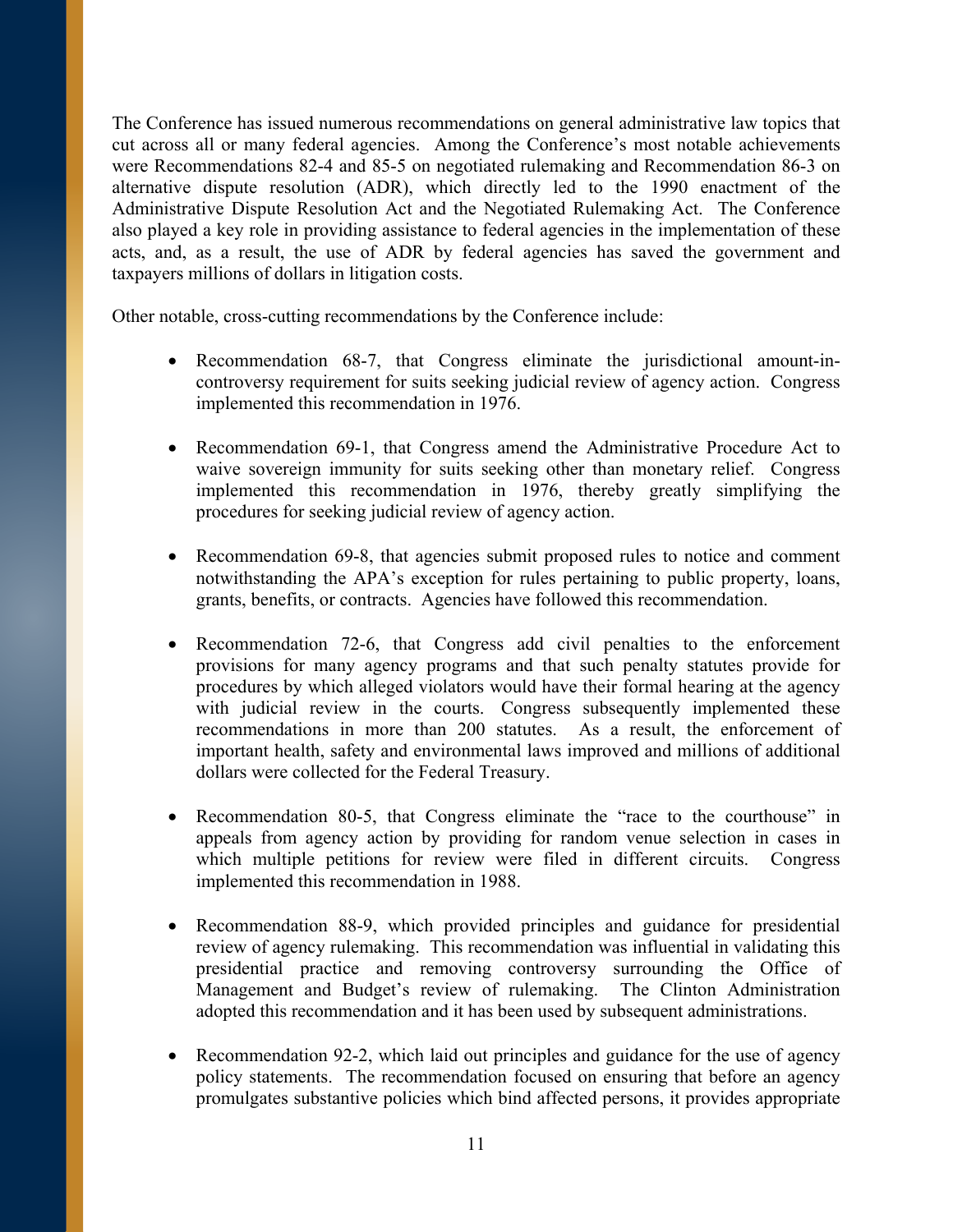The Conference has issued numerous recommendations on general administrative law topics that cut across all or many federal agencies. Among the Conference's most notable achievements were Recommendations 82-4 and 85-5 on negotiated rulemaking and Recommendation 86-3 on alternative dispute resolution (ADR), which directly led to the 1990 enactment of the Administrative Dispute Resolution Act and the Negotiated Rulemaking Act. The Conference also played a key role in providing assistance to federal agencies in the implementation of these acts, and, as a result, the use of ADR by federal agencies has saved the government and taxpayers millions of dollars in litigation costs.

Other notable, cross-cutting recommendations by the Conference include:

- Recommendation 68-7, that Congress eliminate the jurisdictional amount-in-controversy requirement for suits seeking judicial review of agency action. Congress implemented this recommendation in 1976.

- Recommendation 69-1, that Congress amend the Administrative Procedure Act to waive sovereign immunity for suits seeking other than monetary relief. Congress implemented this recommendation in 1976, thereby greatly simplifying the procedures for seeking judicial review of agency action.

- Recommendation 69-8, that agencies submit proposed rules to notice and comment notwithstanding the APA's exception for rules pertaining to public property, loans, grants, benefits, or contracts. Agencies have followed this recommendation.

- Recommendation 72-6, that Congress add civil penalties to the enforcement provisions for many agency programs and that such penalty statutes provide for procedures by which alleged violators would have their formal hearing at the agency with judicial review in the courts. Congress subsequently implemented these recommendations in more than 200 statutes. As a result, the enforcement of important health, safety and environmental laws improved and millions of additional dollars were collected for the Federal Treasury.

- Recommendation 80-5, that Congress eliminate the "race to the courthouse" in appeals from agency action by providing for random venue selection in cases in which multiple petitions for review were filed in different circuits. Congress implemented this recommendation in 1988.

- Recommendation 88-9, which provided principles and guidance for presidential review of agency rulemaking. This recommendation was influential in validating this presidential practice and removing controversy surrounding the Office of Management and Budget's review of rulemaking. The Clinton Administration adopted this recommendation and it has been used by subsequent administrations.

- Recommendation 92-2, which laid out principles and guidance for the use of agency policy statements. The recommendation focused on ensuring that before an agency promulgates substantive policies which bind affected persons, it provides appropriate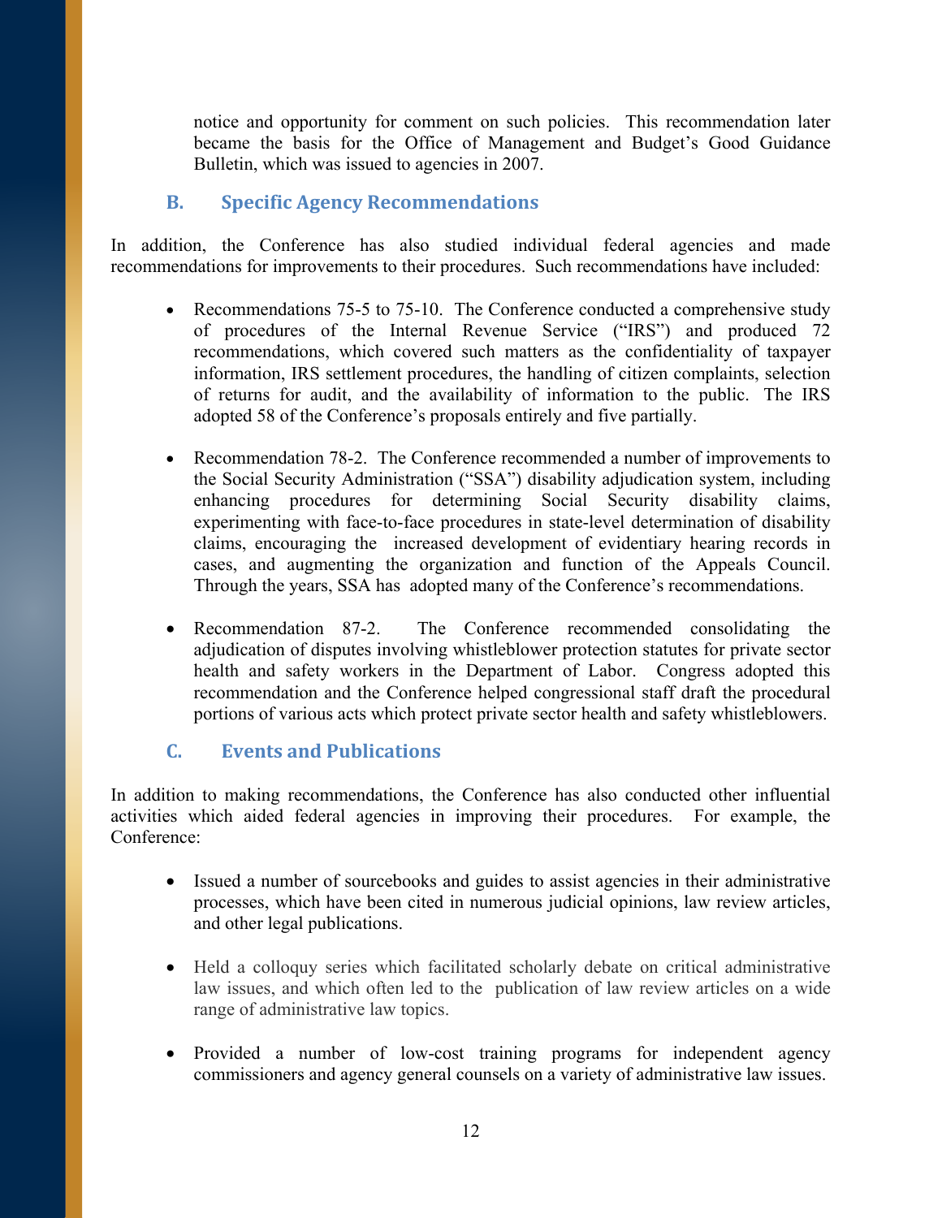notice and opportunity for comment on such policies. This recommendation later became the basis for the Office of Management and Budget's Good Guidance Bulletin, which was issued to agencies in 2007.

### B. Specific Agency Recommendations

In addition, the Conference has also studied individual federal agencies and made recommendations for improvements to their procedures. Such recommendations have included:

- Recommendations 75-5 to 75-10. The Conference conducted a comprehensive study of procedures of the Internal Revenue Service ("IRS") and produced 72 recommendations, which covered such matters as the confidentiality of taxpayer information, IRS settlement procedures, the handling of citizen complaints, selection of returns for audit, and the availability of information to the public. The IRS adopted 58 of the Conference's proposals entirely and five partially.

- Recommendation 78-2. The Conference recommended a number of improvements to the Social Security Administration ("SSA") disability adjudication system, including enhancing procedures for determining Social Security disability claims, experimenting with face-to-face procedures in state-level determination of disability claims, encouraging the increased development of evidentiary hearing records in cases, and augmenting the organization and function of the Appeals Council. Through the years, SSA has adopted many of the Conference's recommendations.

- Recommendation 87-2. The Conference recommended consolidating the adjudication of disputes involving whistleblower protection statutes for private sector health and safety workers in the Department of Labor. Congress adopted this recommendation and the Conference helped congressional staff draft the procedural portions of various acts which protect private sector health and safety whistleblowers.

### C. Events and Publications

In addition to making recommendations, the Conference has also conducted other influential activities which aided federal agencies in improving their procedures. For example, the Conference:

- Issued a number of sourcebooks and guides to assist agencies in their administrative processes, which have been cited in numerous judicial opinions, law review articles, and other legal publications.

- Held a colloquy series which facilitated scholarly debate on critical administrative law issues, and which often led to the publication of law review articles on a wide range of administrative law topics.

- Provided a number of low-cost training programs for independent agency commissioners and agency general counsels on a variety of administrative law issues.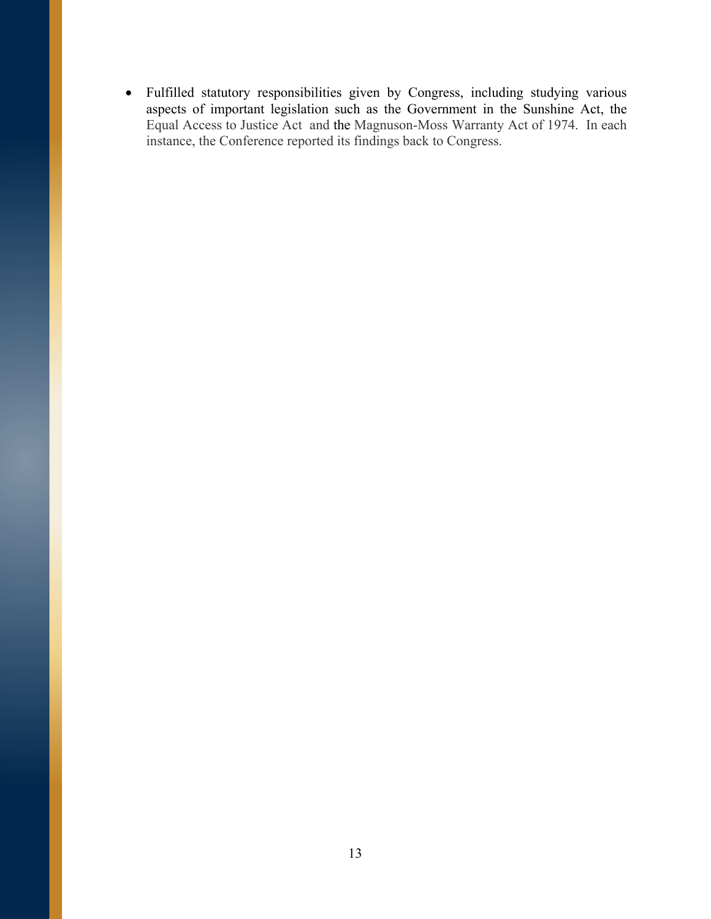- Fulfilled statutory responsibilities given by Congress, including studying various aspects of important legislation such as the Government in the Sunshine Act, the Equal Access to Justice Act and the Magnuson-Moss Warranty Act of 1974. In each instance, the Conference reported its findings back to Congress.